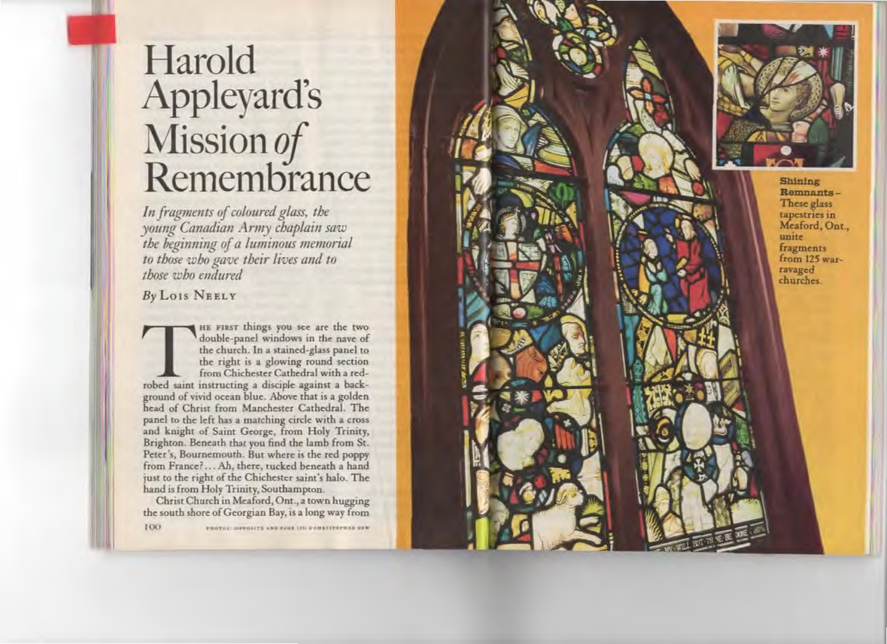# Harold Appleyard's Mission *of* Remembrance

*In fragments of coloured glass, the young Canadian Army chaplain saw the beginning of a luminous memorial to those who gave their lives and to those who endured*

By Lois Neely

The first things you see are the two double-panel windows in the nave of the church. In a stained-glass panel to the right is a glowing round section from Chichester Cathedral with a red-robed saint instructing a disciple against a background of vivid ocean blue. Above that is a golden head of Christ from Manchester Cathedral. The panel to the left has a matching circle with a cross and knight of Saint George, from Holy Trinity, Brighton. Beneath that you find the lamb from St. Peter's, Bournemouth. But where is the red poppy from France? ... Ah, there, tucked beneath a hand just to the right of the Chichester saint's halo. The hand is from Holy Trinity, Southampton.

Christ Church in Meaford, Ont., a town hugging the south shore of Georgian Bay, is a long way from

PHOTOS: (OPPOSITE AND PAGE 105) © CHRISTOPHER DEW

**Shining Remnants** – These glass tapestries in Meaford, Ont., unite fragments from 125 war-ravaged churches.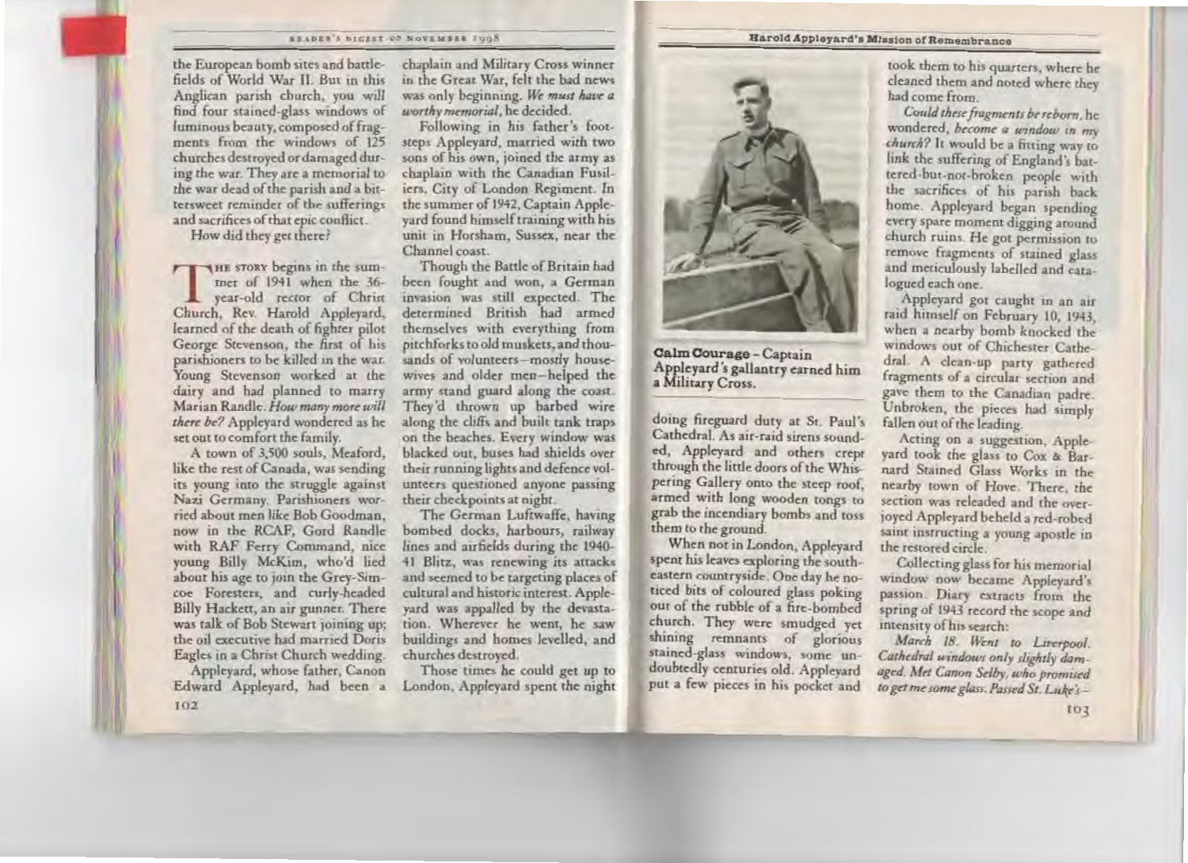the European bomb sites and battlefields of World War II. But in this Anglican parish church, you will find four stained-glass windows of luminous beauty, composed of fragments from the windows of 125 churches destroyed or damaged during the war. They are a memorial to the war dead of the parish and a bittersweet reminder of the sufferings and sacrifices of that epic conflict.

How did they get there?

THE STORY begins in the summer of 1941 when the 36-year-old rector of Christ Church, Rev. Harold Appleyard, learned of the death of fighter pilot George Stevenson, the first of his parishioners to be killed in the war. Young Stevenson worked at the dairy and had planned to marry Marian Randle. *How many more will there be?* Appleyard wondered as he set out to comfort the family.

A town of 3,500 souls, Meaford, like the rest of Canada, was sending its young into the struggle against Nazi Germany. Parishioners worried about men like Bob Goodman, now in the RCAF, Gord Randle with RAF Ferry Command, nice young Billy McKim, who'd lied about his age to join the Grey-Simcoe Foresters, and curly-headed Billy Hackett, an air gunner. There was talk of Bob Stewart joining up; the oil executive had married Doris Eagles in a Christ Church wedding.

Appleyard, whose father, Canon Edward Appleyard, had been a chaplain and Military Cross winner in the Great War, felt the bad news was only beginning. *We must have a worthy memorial,* he decided.

Following in his father's footsteps Appleyard, married with two sons of his own, joined the army as chaplain with the Canadian Fusiliers, City of London Regiment. In the summer of 1942, Captain Appleyard found himself training with his unit in Horsham, Sussex, near the Channel coast.

Though the Battle of Britain had been fought and won, a German invasion was still expected. The determined British had armed themselves with everything from pitchforks to old muskets, and thousands of volunteers—mostly housewives and older men—helped the army stand guard along the coast. They'd thrown up barbed wire along the cliffs and built tank traps on the beaches. Every window was blacked out, buses had shields over their running lights and defence volunteers questioned anyone passing their checkpoints at night.

The German Luftwaffe, having bombed docks, harbours, railway lines and airfields during the 1940-41 Blitz, was renewing its attacks and seemed to be targeting places of cultural and historic interest. Appleyard was appalled by the devastation. Wherever he went, he saw buildings and homes levelled, and churches destroyed.

Those times he could get up to London, Appleyard spent the night doing fireguard duty at St. Paul's Cathedral. As air-raid sirens sounded, Appleyard and others crept through the little doors of the Whispering Gallery onto the steep roof, armed with long wooden tongs to grab the incendiary bombs and toss them to the ground.

**Calm Courage** – Captain Appleyard's gallantry earned him a Military Cross.

When not in London, Appleyard spent his leaves exploring the south-eastern countryside. One day he noticed bits of coloured glass poking out of the rubble of a fire-bombed church. They were smudged yet shining remnants of glorious stained-glass windows, some undoubtedly centuries old. Appleyard put a few pieces in his pocket and took them to his quarters, where he cleaned them and noted where they had come from.

*Could these fragments be reborn,* he wondered, *become a window in my church?* It would be a fitting way to link the suffering of England's battered-but-not-broken people with the sacrifices of his parish back home. Appleyard began spending every spare moment digging around church ruins. He got permission to remove fragments of stained glass and meticulously labelled and catalogued each one.

Appleyard got caught in an air raid himself on February 10, 1943, when a nearby bomb knocked the windows out of Chichester Cathedral. A clean-up party gathered fragments of a circular section and gave them to the Canadian padre. Unbroken, the pieces had simply fallen out of the leading.

Acting on a suggestion, Appleyard took the glass to Cox & Barnard Stained Glass Works in the nearby town of Hove. There, the section was releaded and the overjoyed Appleyard beheld a red-robed saint instructing a young apostle in the restored circle.

Collecting glass for his memorial window now became Appleyard's passion. Diary extracts from the spring of 1943 record the scope and intensity of his search:

*March 18. Went to Liverpool. Cathedral windows only slightly damaged. Met Canon Selby, who promised to get me some glass. Passed St. Luke's—*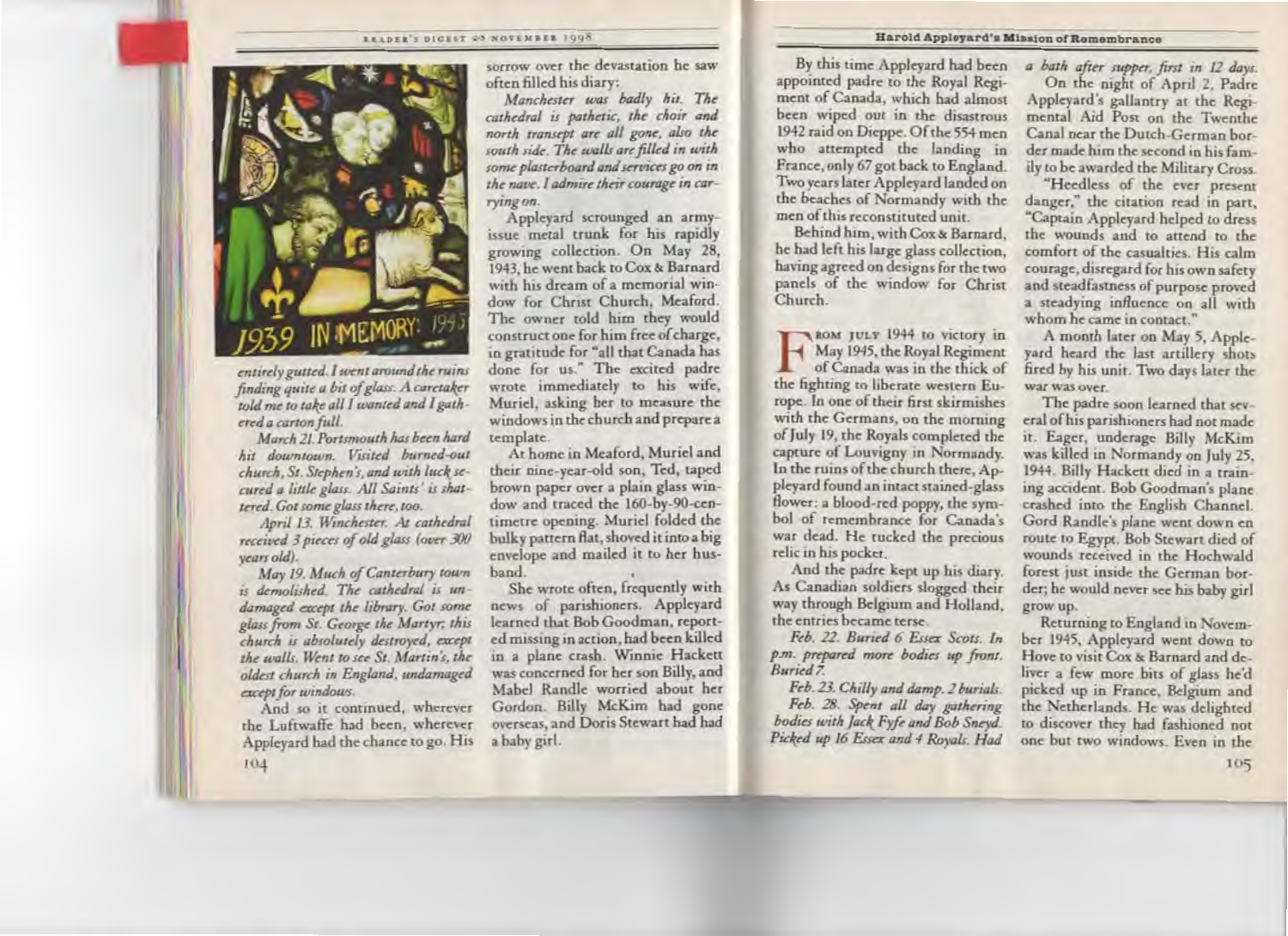*entirely gutted. I went around the ruins finding quite a bit of glass. A caretaker told me to take all I wanted and I gathered a carton full.*

*March 21. Portsmouth has been hard hit downtown. Visited burned-out church, St. Stephen's, and with luck secured a little glass. All Saints' is shattered. Got some glass there, too.*

*April 13. Winchester. At cathedral received 3 pieces of old glass (over 300 years old).*

*May 19. Much of Canterbury town is demolished. The cathedral is undamaged except the library. Got some glass from St. George the Martyr; this church is absolutely destroyed, except the walls. Went to see St. Martin's, the oldest church in England, undamaged except for windows.*

And so it continued, wherever the Luftwaffe had been, wherever Appleyard had the chance to go. His sorrow over the devastation he saw often filled his diary:

*Manchester was badly hit. The cathedral is pathetic, the choir and north transept are all gone, also the south side. The walls are filled in with some plasterboard and services go on in the nave. I admire their courage in carrying on.*

Appleyard scrounged an army-issue metal trunk for his rapidly growing collection. On May 28, 1943, he went back to Cox & Barnard with his dream of a memorial window for Christ Church, Meaford. The owner told him they would construct one for him free of charge, in gratitude for "all that Canada has done for us." The excited padre wrote immediately to his wife, Muriel, asking her to measure the windows in the church and prepare a template.

At home in Meaford, Muriel and their nine-year-old son, Ted, taped brown paper over a plain glass window and traced the 160-by-90-centimetre opening. Muriel folded the bulky pattern flat, shoved it into a big envelope and mailed it to her husband.

She wrote often, frequently with news of parishioners. Appleyard learned that Bob Goodman, reported missing in action, had been killed in a plane crash. Winnie Hackett was concerned for her son Billy, and Mabel Randle worried about her Gordon. Billy McKim had gone overseas, and Doris Stewart had had a baby girl.

By this time Appleyard had been appointed padre to the Royal Regiment of Canada, which had almost been wiped out in the disastrous 1942 raid on Dieppe. Of the 554 men who attempted the landing in France, only 67 got back to England. Two years later Appleyard landed on the beaches of Normandy with the men of this reconstituted unit.

Behind him, with Cox & Barnard, he had left his large glass collection, having agreed on designs for the two panels of the window for Christ Church.

FROM JULY 1944 to victory in May 1945, the Royal Regiment of Canada was in the thick of the fighting to liberate western Europe. In one of their first skirmishes with the Germans, on the morning of July 19, the Royals completed the capture of Louvigny in Normandy. In the ruins of the church there, Appleyard found an intact stained-glass flower: a blood-red poppy, the symbol of remembrance for Canada's war dead. He tucked the precious relic in his pocket.

And the padre kept up his diary. As Canadian soldiers slogged their way through Belgium and Holland, the entries became terse.

*Feb. 22. Buried 6 Essex Scots. In p.m. prepared more bodies up front. Buried 7.*

*Feb. 23. Chilly and damp. 2 burials.*

*Feb. 28. Spent all day gathering bodies with Jack Fyfe and Bob Sneyd. Picked up 16 Essex and 4 Royals. Had a bath after supper, first in 12 days.*

On the night of April 2, Padre Appleyard's gallantry at the Regimental Aid Post on the Twenthe Canal near the Dutch-German border made him the second in his family to be awarded the Military Cross.

"Heedless of the ever present danger," the citation read in part, "Captain Appleyard helped to dress the wounds and to attend to the comfort of the casualties. His calm courage, disregard for his own safety and steadfastness of purpose proved a steadying influence on all with whom he came in contact."

A month later on May 5, Appleyard heard the last artillery shots fired by his unit. Two days later the war was over.

The padre soon learned that several of his parishioners had not made it. Eager, underage Billy McKim was killed in Normandy on July 25, 1944. Billy Hackett died in a training accident. Bob Goodman's plane crashed into the English Channel. Gord Randle's plane went down en route to Egypt. Bob Stewart died of wounds received in the Hochwald forest just inside the German border; he would never see his baby girl grow up.

Returning to England in November 1945, Appleyard went down to Hove to visit Cox & Barnard and deliver a few more bits of glass he'd picked up in France, Belgium and the Netherlands. He was delighted to discover they had fashioned not one but two windows. Even in the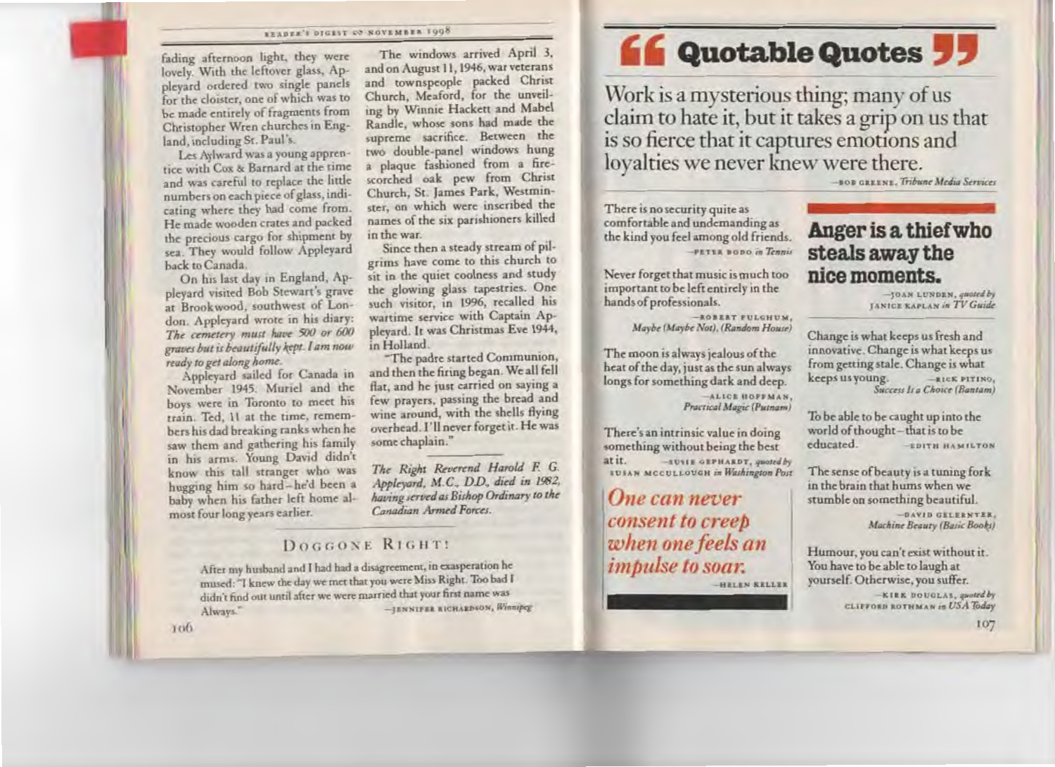fading afternoon light, they were lovely. With the leftover glass, Appleyard ordered two single panels for the cloister, one of which was to be made entirely of fragments from Christopher Wren churches in England, including St. Paul's.

Les Aylward was a young apprentice with Cox & Barnard at the time and was careful to replace the little numbers on each piece of glass, indicating where they had come from. He made wooden crates and packed the precious cargo for shipment by sea. They would follow Appleyard back to Canada.

On his last day in England, Appleyard visited Bob Stewart's grave at Brookwood, southwest of London. Appleyard wrote in his diary: *The cemetery must have 500 or 600 graves but is beautifully kept. I am now ready to get along home.*

Appleyard sailed for Canada in November 1945. Muriel and the boys were in Toronto to meet his train. Ted, 11 at the time, remembers his dad breaking ranks when he saw them and gathering his family in his arms. Young David didn't know this tall stranger who was hugging him so hard – he'd been a baby when his father left home almost four long years earlier.

The windows arrived April 3, and on August 11, 1946, war veterans and townspeople packed Christ Church, Meaford, for the unveiling by Winnie Hackett and Mabel Randle, whose sons had made the supreme sacrifice. Between the two double-panel windows hung a plaque fashioned from a fire-scorched oak pew from Christ Church, St. James Park, Westminster, on which were inscribed the names of the six parishioners killed in the war.

Since then a steady stream of pilgrims have come to this church to sit in the quiet coolness and study the glowing glass tapestries. One such visitor, in 1996, recalled his wartime service with Captain Appleyard. It was Christmas Eve 1944, in Holland.

"The padre started Communion, and then the firing began. We all fell flat, and he just carried on saying a few prayers, passing the bread and wine around, with the shells flying overhead. I'll never forget it. He was some chaplain."

*The Right Reverend Harold F. G. Appleyard, M.C., D.D., died in 1982, having served as Bishop Ordinary to the Canadian Armed Forces.*

## Doggone Right!

After my husband and I had had a disagreement, in exasperation he mused: "I knew the day we met that you were Miss Right. Too bad I didn't find out until after we were married that your first name was Always."

—Jennifer Richardson, *Winnipeg*

# Quotable Quotes

Work is a mysterious thing; many of us claim to hate it, but it takes a grip on us that is so fierce that it captures emotions and loyalties we never knew were there.

—Bob Greene, *Tribune Media Services*

There is no security quite as comfortable and undemanding as the kind you feel among old friends.

—Peter Bodo *in Tennis*

Never forget that music is much too important to be left entirely in the hands of professionals.

—Robert Fulghum, *Maybe (Maybe Not)*, *(Random House)*

The moon is always jealous of the heat of the day, just as the sun always longs for something dark and deep.

—Alice Hoffman, *Practical Magic (Putnam)*

There's an intrinsic value in doing something without being the best at it.

—Susie Gephardt, *quoted by* Susan McCullough *in Washington Post*

***One can never consent to creep when one feels an impulse to soar.***

—Helen Keller

**Anger is a thief who steals away the nice moments.**

—Joan Lunden, *quoted by* Janice Kaplan *in TV Guide*

Change is what keeps us fresh and innovative. Change is what keeps us from getting stale. Change is what keeps us young.

—Rick Pitino, *Success Is a Choice (Bantam)*

To be able to be caught up into the world of thought – that is to be educated.

—Edith Hamilton

The sense of beauty is a tuning fork in the brain that hums when we stumble on something beautiful.

—David Gelernter, *Machine Beauty (Basic Books)*

Humour, you can't exist without it. You have to be able to laugh at yourself. Otherwise, you suffer.

—Kirk Douglas, *quoted by* Clifford Rothman *in USA Today*